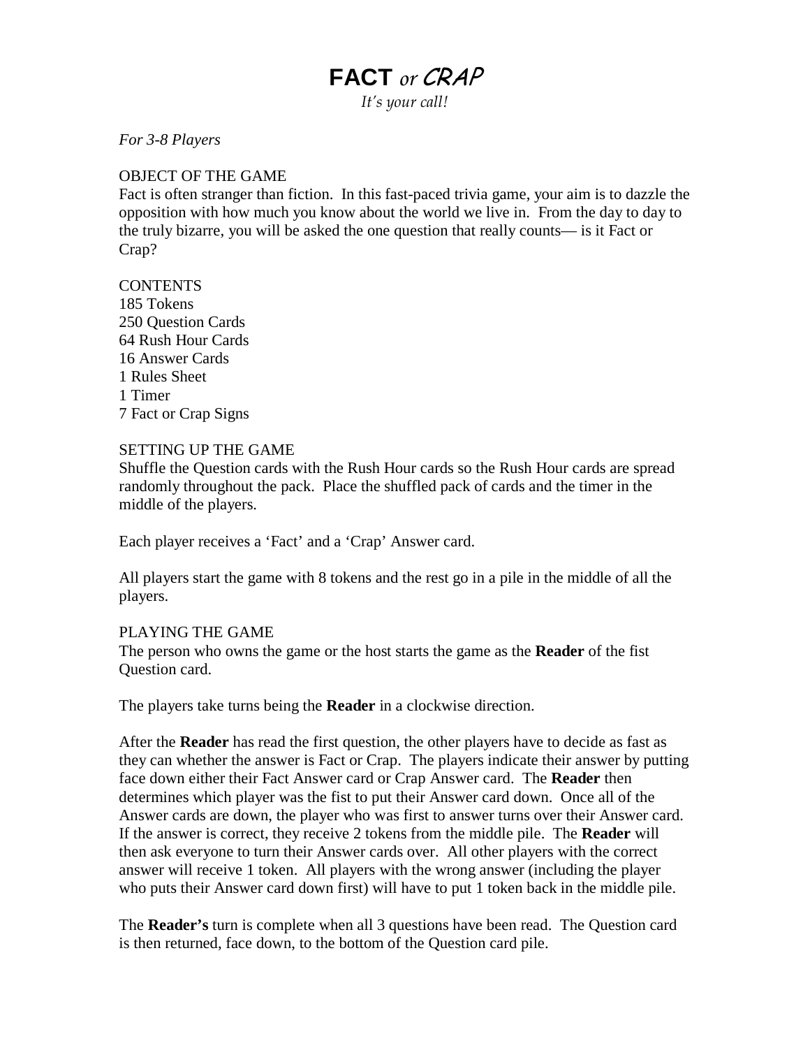# **FACT** *or* CRAP

*It's your call!*

*For 3-8 Players*

## OBJECT OF THE GAME

Fact is often stranger than fiction. In this fast-paced trivia game, your aim is to dazzle the opposition with how much you know about the world we live in. From the day to day to the truly bizarre, you will be asked the one question that really counts— is it Fact or Crap?

## CONTENTS

185 Tokens
250 Question Cards
64 Rush Hour Cards
16 Answer Cards
1 Rules Sheet
1 Timer
7 Fact or Crap Signs

## SETTING UP THE GAME

Shuffle the Question cards with the Rush Hour cards so the Rush Hour cards are spread randomly throughout the pack. Place the shuffled pack of cards and the timer in the middle of the players.

Each player receives a 'Fact' and a 'Crap' Answer card.

All players start the game with 8 tokens and the rest go in a pile in the middle of all the players.

## PLAYING THE GAME

The person who owns the game or the host starts the game as the **Reader** of the fist Question card.

The players take turns being the **Reader** in a clockwise direction.

After the **Reader** has read the first question, the other players have to decide as fast as they can whether the answer is Fact or Crap. The players indicate their answer by putting face down either their Fact Answer card or Crap Answer card. The **Reader** then determines which player was the fist to put their Answer card down. Once all of the Answer cards are down, the player who was first to answer turns over their Answer card. If the answer is correct, they receive 2 tokens from the middle pile. The **Reader** will then ask everyone to turn their Answer cards over. All other players with the correct answer will receive 1 token. All players with the wrong answer (including the player who puts their Answer card down first) will have to put 1 token back in the middle pile.

The **Reader's** turn is complete when all 3 questions have been read. The Question card is then returned, face down, to the bottom of the Question card pile.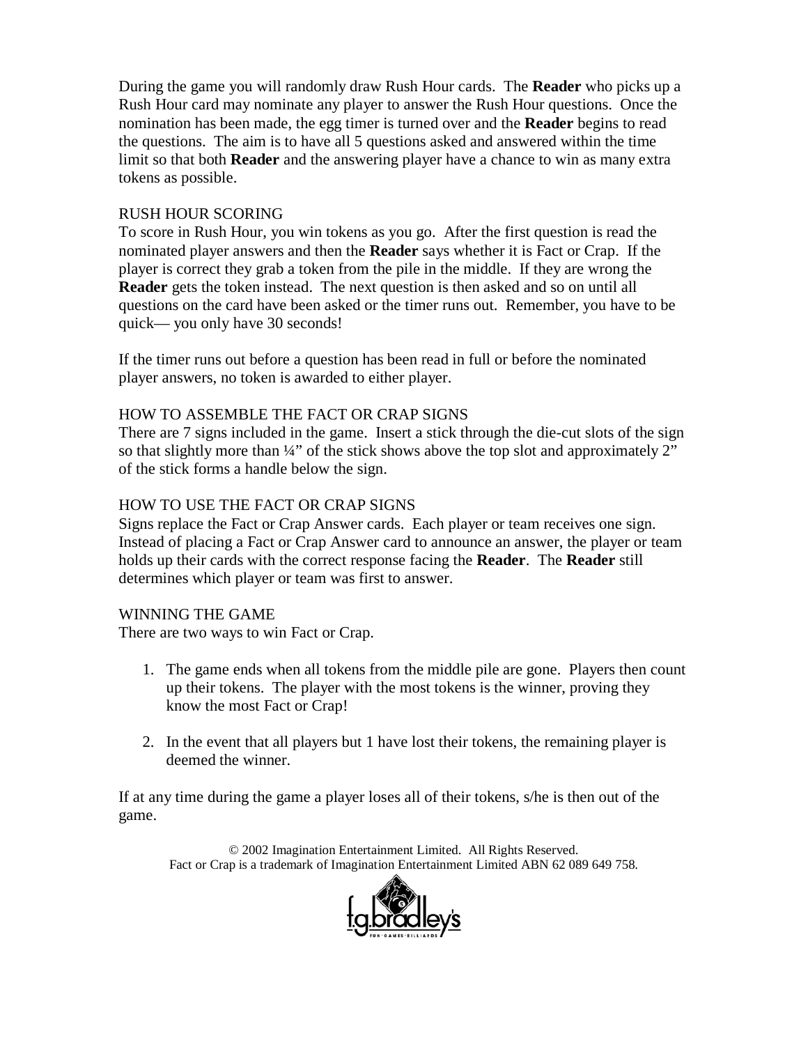During the game you will randomly draw Rush Hour cards. The **Reader** who picks up a Rush Hour card may nominate any player to answer the Rush Hour questions. Once the nomination has been made, the egg timer is turned over and the **Reader** begins to read the questions. The aim is to have all 5 questions asked and answered within the time limit so that both **Reader** and the answering player have a chance to win as many extra tokens as possible.

## RUSH HOUR SCORING

To score in Rush Hour, you win tokens as you go. After the first question is read the nominated player answers and then the **Reader** says whether it is Fact or Crap. If the player is correct they grab a token from the pile in the middle. If they are wrong the **Reader** gets the token instead. The next question is then asked and so on until all questions on the card have been asked or the timer runs out. Remember, you have to be quick— you only have 30 seconds!

If the timer runs out before a question has been read in full or before the nominated player answers, no token is awarded to either player.

## HOW TO ASSEMBLE THE FACT OR CRAP SIGNS

There are 7 signs included in the game. Insert a stick through the die-cut slots of the sign so that slightly more than ¼" of the stick shows above the top slot and approximately 2" of the stick forms a handle below the sign.

## HOW TO USE THE FACT OR CRAP SIGNS

Signs replace the Fact or Crap Answer cards. Each player or team receives one sign. Instead of placing a Fact or Crap Answer card to announce an answer, the player or team holds up their cards with the correct response facing the **Reader**. The **Reader** still determines which player or team was first to answer.

## WINNING THE GAME

There are two ways to win Fact or Crap.

1. The game ends when all tokens from the middle pile are gone. Players then count up their tokens. The player with the most tokens is the winner, proving they know the most Fact or Crap!

2. In the event that all players but 1 have lost their tokens, the remaining player is deemed the winner.

If at any time during the game a player loses all of their tokens, s/he is then out of the game.

© 2002 Imagination Entertainment Limited. All Rights Reserved.
Fact or Crap is a trademark of Imagination Entertainment Limited ABN 62 089 649 758.

f.g.bradley's

FUN · GAMES · BILLIARDS